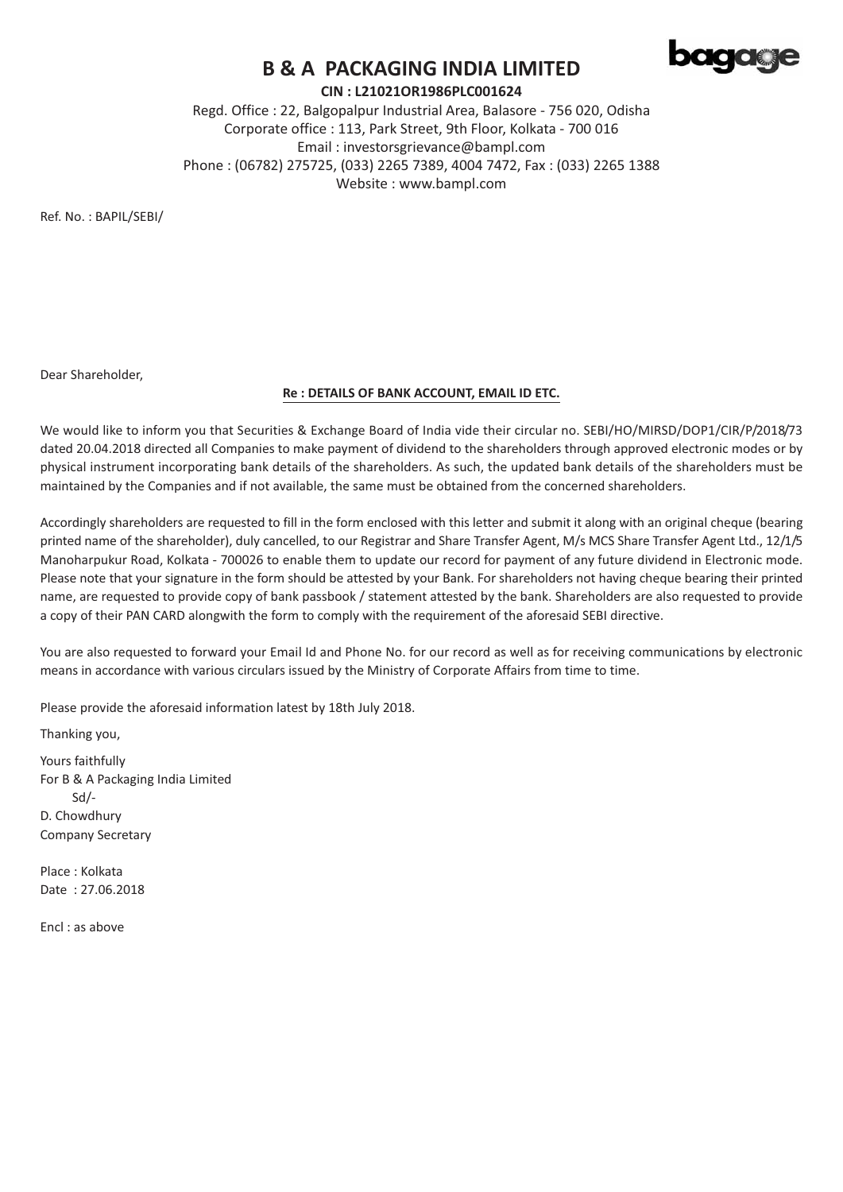# B & A PACKAGING INDIA LIMITED

**CIN : L21021OR1986PLC001624**

Regd. Office : 22, Balgopalpur Industrial Area, Balasore - 756 020, Odisha
Corporate office : 113, Park Street, 9th Floor, Kolkata - 700 016
Email : investorsgrievance@bampl.com
Phone : (06782) 275725, (033) 2265 7389, 4004 7472, Fax : (033) 2265 1388
Website : www.bampl.com

Ref. No. : BAPIL/SEBI/

Dear Shareholder,

**Re : DETAILS OF BANK ACCOUNT, EMAIL ID ETC.**

We would like to inform you that Securities & Exchange Board of India vide their circular no. SEBI/HO/MIRSD/DOP1/CIR/P/2018/73 dated 20.04.2018 directed all Companies to make payment of dividend to the shareholders through approved electronic modes or by physical instrument incorporating bank details of the shareholders. As such, the updated bank details of the shareholders must be maintained by the Companies and if not available, the same must be obtained from the concerned shareholders.

Accordingly shareholders are requested to fill in the form enclosed with this letter and submit it along with an original cheque (bearing printed name of the shareholder), duly cancelled, to our Registrar and Share Transfer Agent, M/s MCS Share Transfer Agent Ltd., 12/1/5 Manoharpukur Road, Kolkata - 700026 to enable them to update our record for payment of any future dividend in Electronic mode. Please note that your signature in the form should be attested by your Bank. For shareholders not having cheque bearing their printed name, are requested to provide copy of bank passbook / statement attested by the bank. Shareholders are also requested to provide a copy of their PAN CARD alongwith the form to comply with the requirement of the aforesaid SEBI directive.

You are also requested to forward your Email Id and Phone No. for our record as well as for receiving communications by electronic means in accordance with various circulars issued by the Ministry of Corporate Affairs from time to time.

Please provide the aforesaid information latest by 18th July 2018.

Thanking you,

Yours faithfully
For B & A Packaging India Limited
Sd/-
D. Chowdhury
Company Secretary

Place : Kolkata
Date : 27.06.2018

Encl : as above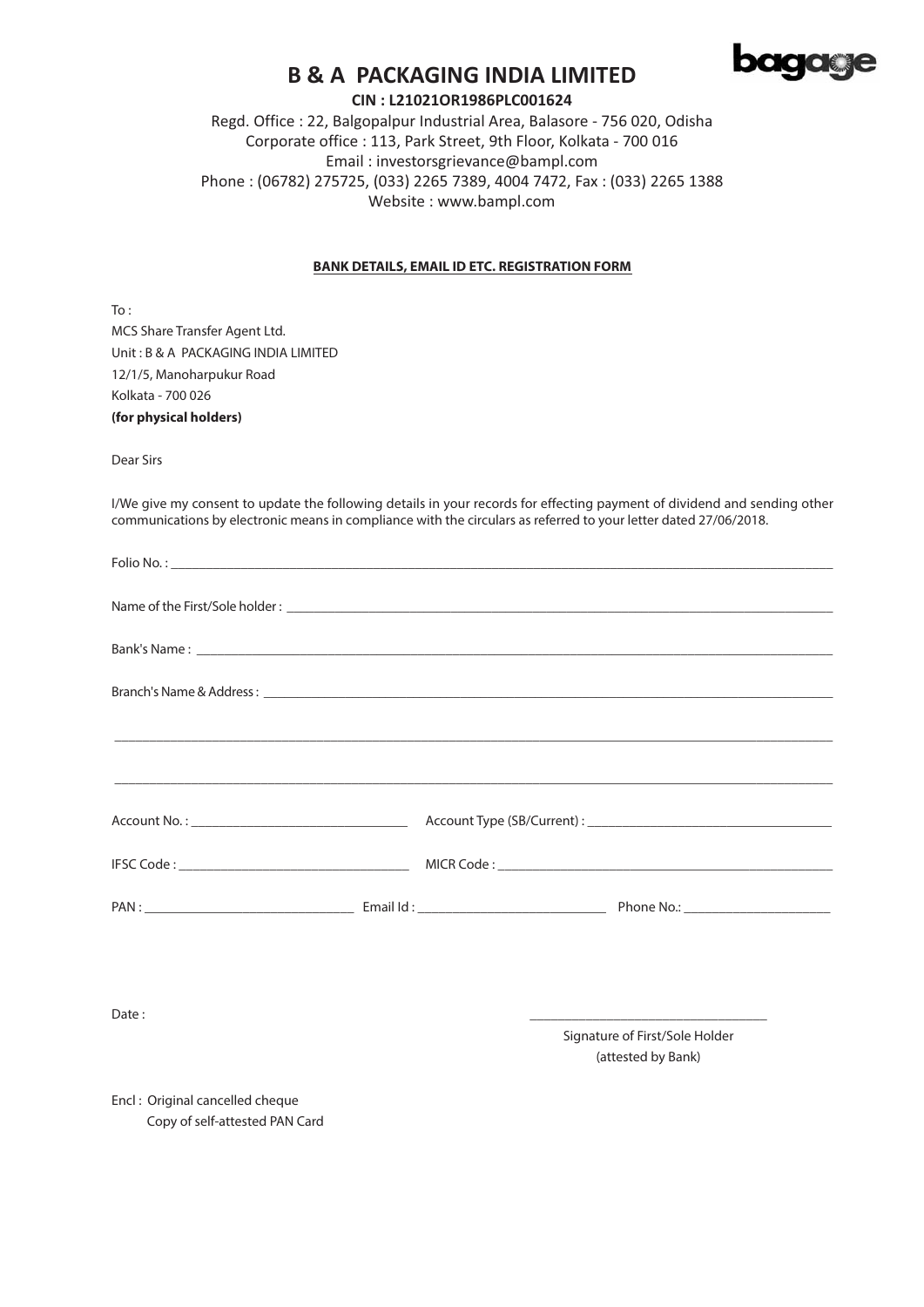# B & A PACKAGING INDIA LIMITED

**CIN : L21021OR1986PLC001624**

Regd. Office : 22, Balgopalpur Industrial Area, Balasore - 756 020, Odisha
Corporate office : 113, Park Street, 9th Floor, Kolkata - 700 016
Email : investorsgrievance@bampl.com
Phone : (06782) 275725, (033) 2265 7389, 4004 7472, Fax : (033) 2265 1388
Website : www.bampl.com

**BANK DETAILS, EMAIL ID ETC. REGISTRATION FORM**

To :
MCS Share Transfer Agent Ltd.
Unit : B & A PACKAGING INDIA LIMITED
12/1/5, Manoharpukur Road
Kolkata - 700 026
**(for physical holders)**

Dear Sirs

I/We give my consent to update the following details in your records for effecting payment of dividend and sending other communications by electronic means in compliance with the circulars as referred to your letter dated 27/06/2018.

Folio No. : ____________________

Name of the First/Sole holder : ____________________

Bank's Name : ____________________

Branch's Name & Address : ____________________

____________________

____________________

Account No. : ____________________ Account Type (SB/Current) : ____________________

IFSC Code : ____________________ MICR Code : ____________________

PAN : ____________________ Email Id : ____________________ Phone No.: ____________________

Date :

____________________
Signature of First/Sole Holder
(attested by Bank)

Encl : Original cancelled cheque
Copy of self-attested PAN Card